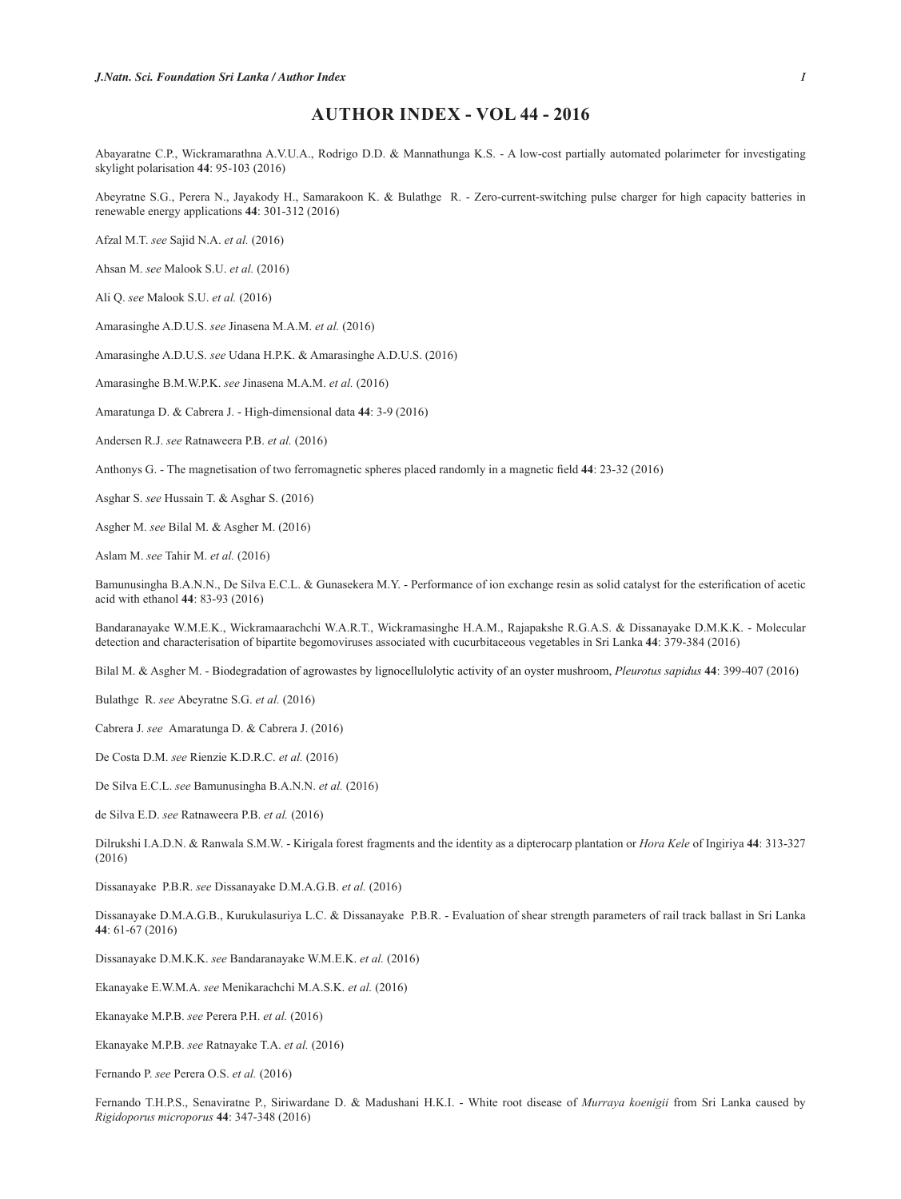# AUTHOR INDEX - VOL 44 - 2016

Abayaratne C.P., Wickramarathna A.V.U.A., Rodrigo D.D. & Mannathunga K.S. - A low-cost partially automated polarimeter for investigating skylight polarisation **44**: 95-103 (2016)

Abeyratne S.G., Perera N., Jayakody H., Samarakoon K. & Bulathge R. - Zero-current-switching pulse charger for high capacity batteries in renewable energy applications **44**: 301-312 (2016)

Afzal M.T. *see* Sajid N.A. *et al.* (2016)

Ahsan M. *see* Malook S.U. *et al.* (2016)

Ali Q. *see* Malook S.U. *et al.* (2016)

Amarasinghe A.D.U.S. *see* Jinasena M.A.M. *et al.* (2016)

Amarasinghe A.D.U.S. *see* Udana H.P.K. & Amarasinghe A.D.U.S. (2016)

Amarasinghe B.M.W.P.K. *see* Jinasena M.A.M. *et al.* (2016)

Amaratunga D. & Cabrera J. - High-dimensional data **44**: 3-9 (2016)

Andersen R.J. *see* Ratnaweera P.B. *et al.* (2016)

Anthonys G. - The magnetisation of two ferromagnetic spheres placed randomly in a magnetic field **44**: 23-32 (2016)

Asghar S. *see* Hussain T. & Asghar S. (2016)

Asgher M. *see* Bilal M. & Asgher M. (2016)

Aslam M. *see* Tahir M. *et al.* (2016)

Bamunusingha B.A.N.N., De Silva E.C.L. & Gunasekera M.Y. - Performance of ion exchange resin as solid catalyst for the esterification of acetic acid with ethanol **44**: 83-93 (2016)

Bandaranayake W.M.E.K., Wickramaarachchi W.A.R.T., Wickramasinghe H.A.M., Rajapakshe R.G.A.S. & Dissanayake D.M.K.K. - Molecular detection and characterisation of bipartite begomoviruses associated with cucurbitaceous vegetables in Sri Lanka **44**: 379-384 (2016)

Bilal M. & Asgher M. - Biodegradation of agrowastes by lignocellulolytic activity of an oyster mushroom, *Pleurotus sapidus* **44**: 399-407 (2016)

Bulathge R. *see* Abeyratne S.G. *et al.* (2016)

Cabrera J. *see* Amaratunga D. & Cabrera J. (2016)

De Costa D.M. *see* Rienzie K.D.R.C. *et al.* (2016)

De Silva E.C.L. *see* Bamunusingha B.A.N.N. *et al.* (2016)

de Silva E.D. *see* Ratnaweera P.B. *et al.* (2016)

Dilrukshi I.A.D.N. & Ranwala S.M.W. - Kirigala forest fragments and the identity as a dipterocarp plantation or *Hora Kele* of Ingiriya **44**: 313-327 (2016)

Dissanayake P.B.R. *see* Dissanayake D.M.A.G.B. *et al.* (2016)

Dissanayake D.M.A.G.B., Kurukulasuriya L.C. & Dissanayake P.B.R. - Evaluation of shear strength parameters of rail track ballast in Sri Lanka **44**: 61-67 (2016)

Dissanayake D.M.K.K. *see* Bandaranayake W.M.E.K. *et al.* (2016)

Ekanayake E.W.M.A. *see* Menikarachchi M.A.S.K. *et al.* (2016)

Ekanayake M.P.B. *see* Perera P.H. *et al.* (2016)

Ekanayake M.P.B. *see* Ratnayake T.A. *et al.* (2016)

Fernando P. *see* Perera O.S. *et al.* (2016)

Fernando T.H.P.S., Senaviratne P., Siriwardane D. & Madushani H.K.I. - White root disease of *Murraya koenigii* from Sri Lanka caused by *Rigidoporus microporus* **44**: 347-348 (2016)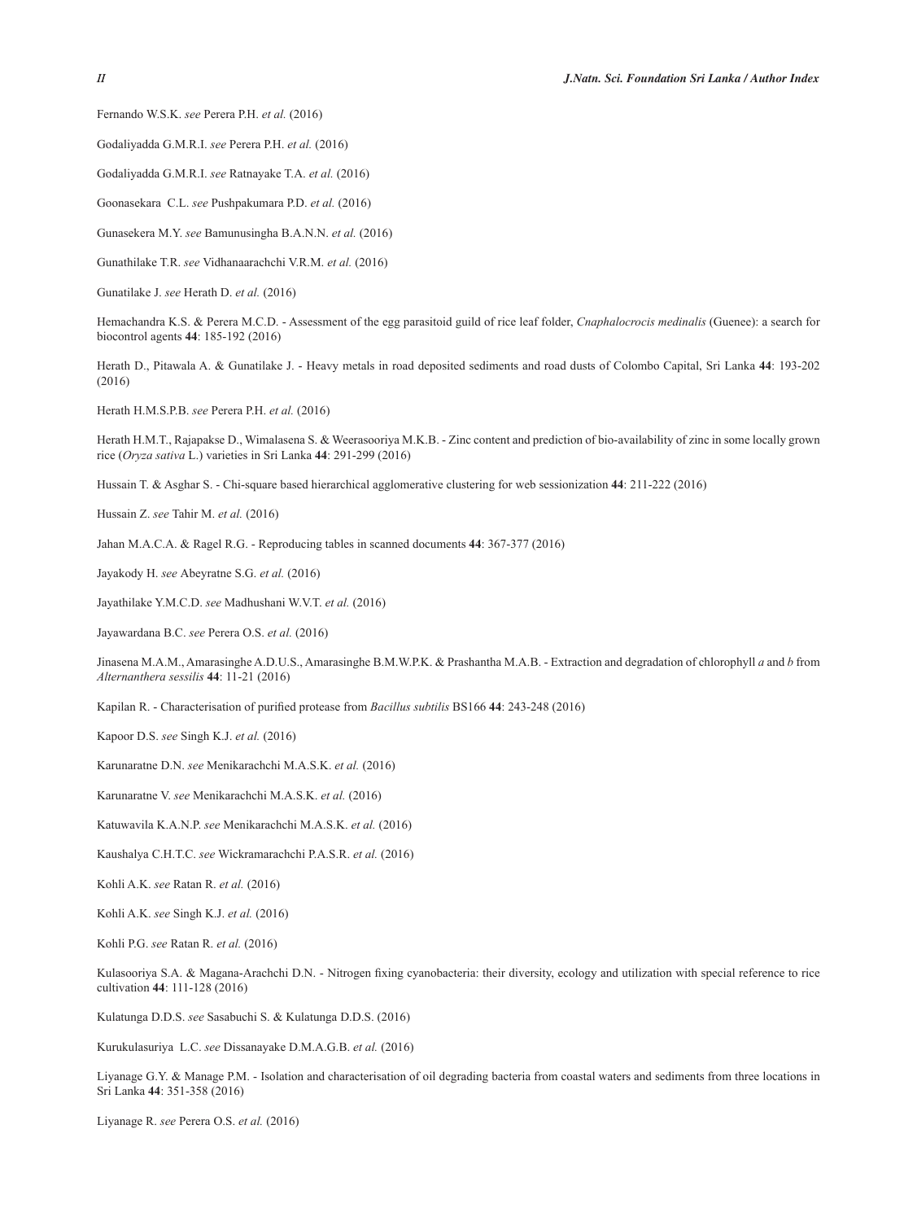Fernando W.S.K. *see* Perera P.H. *et al.* (2016)

Godaliyadda G.M.R.I. *see* Perera P.H. *et al.* (2016)

Godaliyadda G.M.R.I. *see* Ratnayake T.A. *et al.* (2016)

Goonasekara C.L. *see* Pushpakumara P.D. *et al.* (2016)

Gunasekera M.Y. *see* Bamunusingha B.A.N.N. *et al.* (2016)

Gunathilake T.R. *see* Vidhanaarachchi V.R.M. *et al.* (2016)

Gunatilake J. *see* Herath D. *et al.* (2016)

Hemachandra K.S. & Perera M.C.D. - Assessment of the egg parasitoid guild of rice leaf folder, *Cnaphalocrocis medinalis* (Guenee): a search for biocontrol agents **44**: 185-192 (2016)

Herath D., Pitawala A. & Gunatilake J. - Heavy metals in road deposited sediments and road dusts of Colombo Capital, Sri Lanka **44**: 193-202 (2016)

Herath H.M.S.P.B. *see* Perera P.H. *et al.* (2016)

Herath H.M.T., Rajapakse D., Wimalasena S. & Weerasooriya M.K.B. - Zinc content and prediction of bio-availability of zinc in some locally grown rice (*Oryza sativa* L.) varieties in Sri Lanka **44**: 291-299 (2016)

Hussain T. & Asghar S. - Chi-square based hierarchical agglomerative clustering for web sessionization **44**: 211-222 (2016)

Hussain Z. *see* Tahir M. *et al.* (2016)

Jahan M.A.C.A. & Ragel R.G. - Reproducing tables in scanned documents **44**: 367-377 (2016)

Jayakody H. *see* Abeyratne S.G. *et al.* (2016)

Jayathilake Y.M.C.D. *see* Madhushani W.V.T. *et al.* (2016)

Jayawardana B.C. *see* Perera O.S. *et al.* (2016)

Jinasena M.A.M., Amarasinghe A.D.U.S., Amarasinghe B.M.W.P.K. & Prashantha M.A.B. - Extraction and degradation of chlorophyll *a* and *b* from *Alternanthera sessilis* **44**: 11-21 (2016)

Kapilan R. - Characterisation of purified protease from *Bacillus subtilis* BS166 **44**: 243-248 (2016)

Kapoor D.S. *see* Singh K.J. *et al.* (2016)

Karunaratne D.N. *see* Menikarachchi M.A.S.K. *et al.* (2016)

Karunaratne V. *see* Menikarachchi M.A.S.K. *et al.* (2016)

Katuwavila K.A.N.P. *see* Menikarachchi M.A.S.K. *et al.* (2016)

Kaushalya C.H.T.C. *see* Wickramarachchi P.A.S.R. *et al.* (2016)

Kohli A.K. *see* Ratan R. *et al.* (2016)

Kohli A.K. *see* Singh K.J. *et al.* (2016)

Kohli P.G. *see* Ratan R. *et al.* (2016)

Kulasooriya S.A. & Magana-Arachchi D.N. - Nitrogen fixing cyanobacteria: their diversity, ecology and utilization with special reference to rice cultivation **44**: 111-128 (2016)

Kulatunga D.D.S. *see* Sasabuchi S. & Kulatunga D.D.S. (2016)

Kurukulasuriya L.C. *see* Dissanayake D.M.A.G.B. *et al.* (2016)

Liyanage G.Y. & Manage P.M. - Isolation and characterisation of oil degrading bacteria from coastal waters and sediments from three locations in Sri Lanka **44**: 351-358 (2016)

Liyanage R. *see* Perera O.S. *et al.* (2016)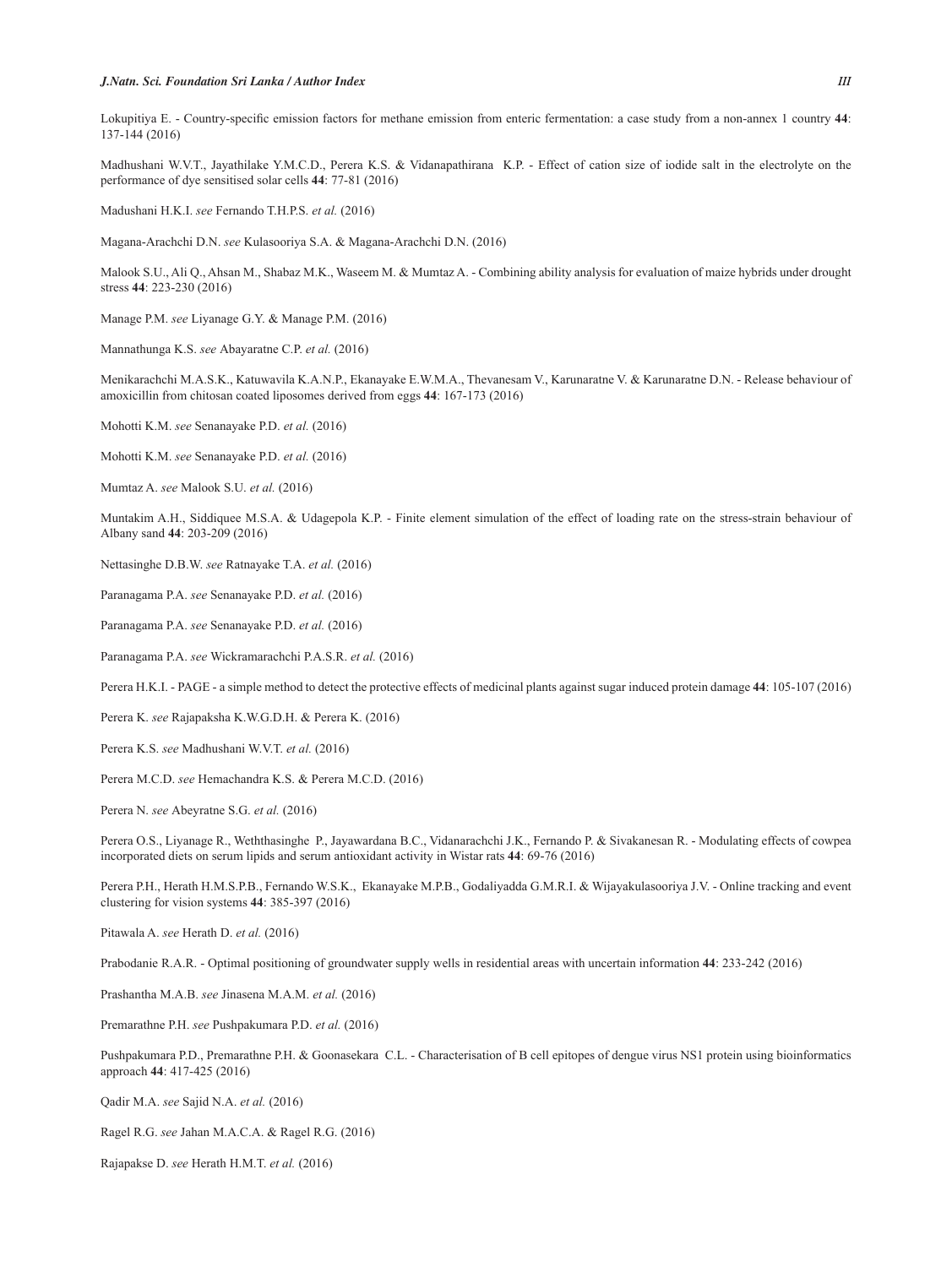Lokupitiya E. - Country-specific emission factors for methane emission from enteric fermentation: a case study from a non-annex 1 country **44**: 137-144 (2016)

Madhushani W.V.T., Jayathilake Y.M.C.D., Perera K.S. & Vidanapathirana K.P. - Effect of cation size of iodide salt in the electrolyte on the performance of dye sensitised solar cells **44**: 77-81 (2016)

Madushani H.K.I. *see* Fernando T.H.P.S. *et al.* (2016)

Magana-Arachchi D.N. *see* Kulasooriya S.A. & Magana-Arachchi D.N. (2016)

Malook S.U., Ali Q., Ahsan M., Shabaz M.K., Waseem M. & Mumtaz A. - Combining ability analysis for evaluation of maize hybrids under drought stress **44**: 223-230 (2016)

Manage P.M. *see* Liyanage G.Y. & Manage P.M. (2016)

Mannathunga K.S. *see* Abayaratne C.P. *et al.* (2016)

Menikarachchi M.A.S.K., Katuwavila K.A.N.P., Ekanayake E.W.M.A., Thevanesam V., Karunaratne V. & Karunaratne D.N. - Release behaviour of amoxicillin from chitosan coated liposomes derived from eggs **44**: 167-173 (2016)

Mohotti K.M. *see* Senanayake P.D. *et al.* (2016)

Mohotti K.M. *see* Senanayake P.D. *et al.* (2016)

Mumtaz A. *see* Malook S.U. *et al.* (2016)

Muntakim A.H., Siddiquee M.S.A. & Udagepola K.P. - Finite element simulation of the effect of loading rate on the stress-strain behaviour of Albany sand **44**: 203-209 (2016)

Nettasinghe D.B.W. *see* Ratnayake T.A. *et al.* (2016)

Paranagama P.A. *see* Senanayake P.D. *et al.* (2016)

Paranagama P.A. *see* Senanayake P.D. *et al.* (2016)

Paranagama P.A. *see* Wickramarachchi P.A.S.R. *et al.* (2016)

Perera H.K.I. - PAGE - a simple method to detect the protective effects of medicinal plants against sugar induced protein damage **44**: 105-107 (2016)

Perera K. *see* Rajapaksha K.W.G.D.H. & Perera K. (2016)

Perera K.S. *see* Madhushani W.V.T. *et al.* (2016)

Perera M.C.D. *see* Hemachandra K.S. & Perera M.C.D. (2016)

Perera N. *see* Abeyratne S.G. *et al.* (2016)

Perera O.S., Liyanage R., Weththasinghe P., Jayawardana B.C., Vidanarachchi J.K., Fernando P. & Sivakanesan R. - Modulating effects of cowpea incorporated diets on serum lipids and serum antioxidant activity in Wistar rats **44**: 69-76 (2016)

Perera P.H., Herath H.M.S.P.B., Fernando W.S.K., Ekanayake M.P.B., Godaliyadda G.M.R.I. & Wijayakulasooriya J.V. - Online tracking and event clustering for vision systems **44**: 385-397 (2016)

Pitawala A. *see* Herath D. *et al.* (2016)

Prabodanie R.A.R. - Optimal positioning of groundwater supply wells in residential areas with uncertain information **44**: 233-242 (2016)

Prashantha M.A.B. *see* Jinasena M.A.M. *et al.* (2016)

Premarathne P.H. *see* Pushpakumara P.D. *et al.* (2016)

Pushpakumara P.D., Premarathne P.H. & Goonasekara C.L. - Characterisation of B cell epitopes of dengue virus NS1 protein using bioinformatics approach **44**: 417-425 (2016)

Qadir M.A. *see* Sajid N.A. *et al.* (2016)

Ragel R.G. *see* Jahan M.A.C.A. & Ragel R.G. (2016)

Rajapakse D. *see* Herath H.M.T. *et al.* (2016)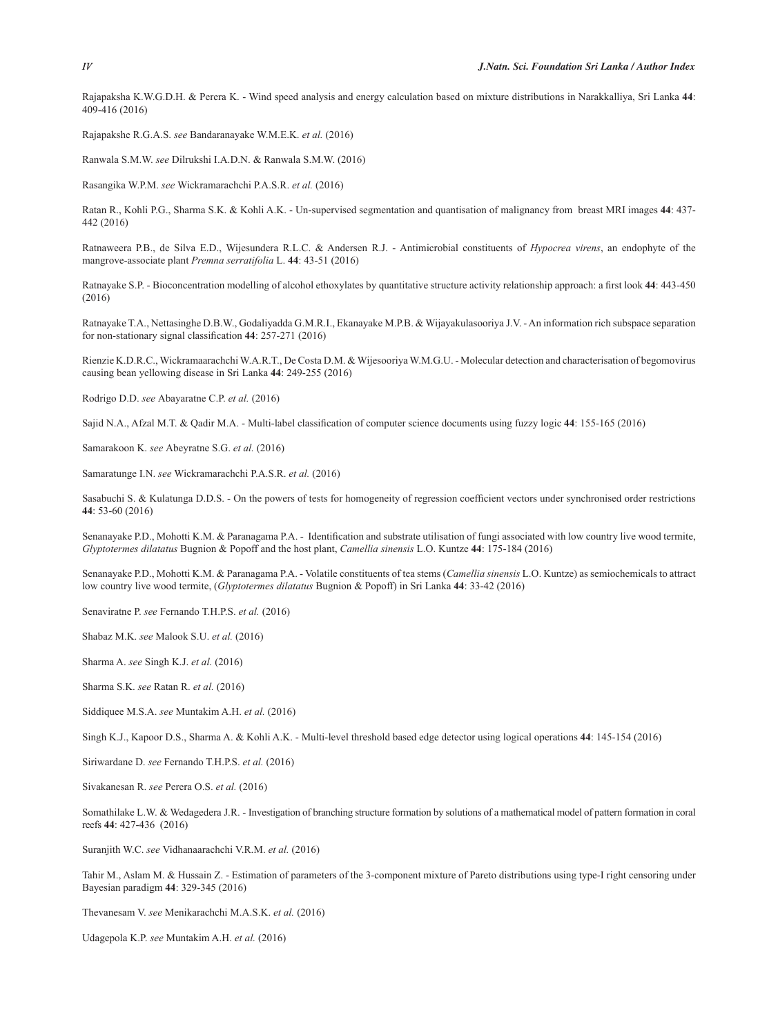Rajapaksha K.W.G.D.H. & Perera K. - Wind speed analysis and energy calculation based on mixture distributions in Narakkalliya, Sri Lanka **44**: 409-416 (2016)

Rajapakshe R.G.A.S. *see* Bandaranayake W.M.E.K. *et al.* (2016)

Ranwala S.M.W. *see* Dilrukshi I.A.D.N. & Ranwala S.M.W. (2016)

Rasangika W.P.M. *see* Wickramarachchi P.A.S.R. *et al.* (2016)

Ratan R., Kohli P.G., Sharma S.K. & Kohli A.K. - Un-supervised segmentation and quantisation of malignancy from breast MRI images **44**: 437-442 (2016)

Ratnaweera P.B., de Silva E.D., Wijesundera R.L.C. & Andersen R.J. - Antimicrobial constituents of *Hypocrea virens*, an endophyte of the mangrove-associate plant *Premna serratifolia* L. **44**: 43-51 (2016)

Ratnayake S.P. - Bioconcentration modelling of alcohol ethoxylates by quantitative structure activity relationship approach: a first look **44**: 443-450 (2016)

Ratnayake T.A., Nettasinghe D.B.W., Godaliyadda G.M.R.I., Ekanayake M.P.B. & Wijayakulasooriya J.V. - An information rich subspace separation for non-stationary signal classification **44**: 257-271 (2016)

Rienzie K.D.R.C., Wickramaarachchi W.A.R.T., De Costa D.M. & Wijesooriya W.M.G.U. - Molecular detection and characterisation of begomovirus causing bean yellowing disease in Sri Lanka **44**: 249-255 (2016)

Rodrigo D.D. *see* Abayaratne C.P. *et al.* (2016)

Sajid N.A., Afzal M.T. & Qadir M.A. - Multi-label classification of computer science documents using fuzzy logic **44**: 155-165 (2016)

Samarakoon K. *see* Abeyratne S.G. *et al.* (2016)

Samaratunge I.N. *see* Wickramarachchi P.A.S.R. *et al.* (2016)

Sasabuchi S. & Kulatunga D.D.S. - On the powers of tests for homogeneity of regression coefficient vectors under synchronised order restrictions **44**: 53-60 (2016)

Senanayake P.D., Mohotti K.M. & Paranagama P.A. - Identification and substrate utilisation of fungi associated with low country live wood termite, *Glyptotermes dilatatus* Bugnion & Popoff and the host plant, *Camellia sinensis* L.O. Kuntze **44**: 175-184 (2016)

Senanayake P.D., Mohotti K.M. & Paranagama P.A. - Volatile constituents of tea stems (*Camellia sinensis* L.O. Kuntze) as semiochemicals to attract low country live wood termite, (*Glyptotermes dilatatus* Bugnion & Popoff) in Sri Lanka **44**: 33-42 (2016)

Senaviratne P. *see* Fernando T.H.P.S. *et al.* (2016)

Shabaz M.K. *see* Malook S.U. *et al.* (2016)

Sharma A. *see* Singh K.J. *et al.* (2016)

Sharma S.K. *see* Ratan R. *et al.* (2016)

Siddiquee M.S.A. *see* Muntakim A.H. *et al.* (2016)

Singh K.J., Kapoor D.S., Sharma A. & Kohli A.K. - Multi-level threshold based edge detector using logical operations **44**: 145-154 (2016)

Siriwardane D. *see* Fernando T.H.P.S. *et al.* (2016)

Sivakanesan R. *see* Perera O.S. *et al.* (2016)

Somathilake L.W. & Wedagedera J.R. - Investigation of branching structure formation by solutions of a mathematical model of pattern formation in coral reefs **44**: 427-436 (2016)

Suranjith W.C. *see* Vidhanaarachchi V.R.M. *et al.* (2016)

Tahir M., Aslam M. & Hussain Z. - Estimation of parameters of the 3-component mixture of Pareto distributions using type-I right censoring under Bayesian paradigm **44**: 329-345 (2016)

Thevanesam V. *see* Menikarachchi M.A.S.K. *et al.* (2016)

Udagepola K.P. *see* Muntakim A.H. *et al.* (2016)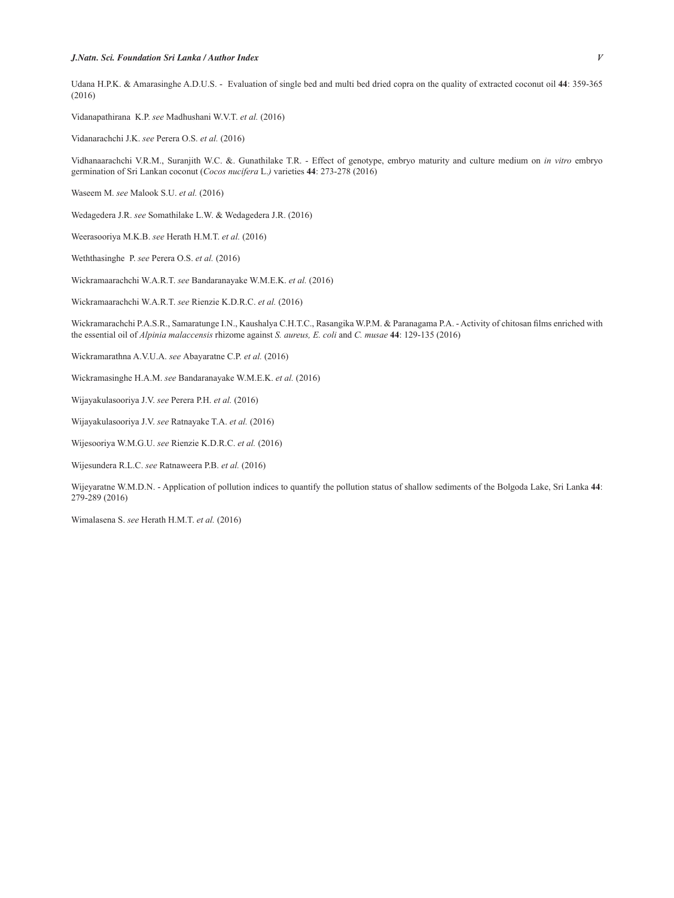Udana H.P.K. & Amarasinghe A.D.U.S. - Evaluation of single bed and multi bed dried copra on the quality of extracted coconut oil **44**: 359-365 (2016)

Vidanapathirana K.P. *see* Madhushani W.V.T. *et al.* (2016)

Vidanarachchi J.K. *see* Perera O.S. *et al.* (2016)

Vidhanaarachchi V.R.M., Suranjith W.C. &. Gunathilake T.R. - Effect of genotype, embryo maturity and culture medium on *in vitro* embryo germination of Sri Lankan coconut (*Cocos nucifera* L.*)* varieties **44**: 273-278 (2016)

Waseem M. *see* Malook S.U. *et al.* (2016)

Wedagedera J.R. *see* Somathilake L.W. & Wedagedera J.R. (2016)

Weerasooriya M.K.B. *see* Herath H.M.T. *et al.* (2016)

Weththasinghe P. *see* Perera O.S. *et al.* (2016)

Wickramaarachchi W.A.R.T. *see* Bandaranayake W.M.E.K. *et al.* (2016)

Wickramaarachchi W.A.R.T. *see* Rienzie K.D.R.C. *et al.* (2016)

Wickramarachchi P.A.S.R., Samaratunge I.N., Kaushalya C.H.T.C., Rasangika W.P.M. & Paranagama P.A. - Activity of chitosan films enriched with the essential oil of *Alpinia malaccensis* rhizome against *S. aureus, E. coli* and *C. musae* **44**: 129-135 (2016)

Wickramarathna A.V.U.A. *see* Abayaratne C.P. *et al.* (2016)

Wickramasinghe H.A.M. *see* Bandaranayake W.M.E.K. *et al.* (2016)

Wijayakulasooriya J.V. *see* Perera P.H. *et al.* (2016)

Wijayakulasooriya J.V. *see* Ratnayake T.A. *et al.* (2016)

Wijesooriya W.M.G.U. *see* Rienzie K.D.R.C. *et al.* (2016)

Wijesundera R.L.C. *see* Ratnaweera P.B. *et al.* (2016)

Wijeyaratne W.M.D.N. - Application of pollution indices to quantify the pollution status of shallow sediments of the Bolgoda Lake, Sri Lanka **44**: 279-289 (2016)

Wimalasena S. *see* Herath H.M.T. *et al.* (2016)